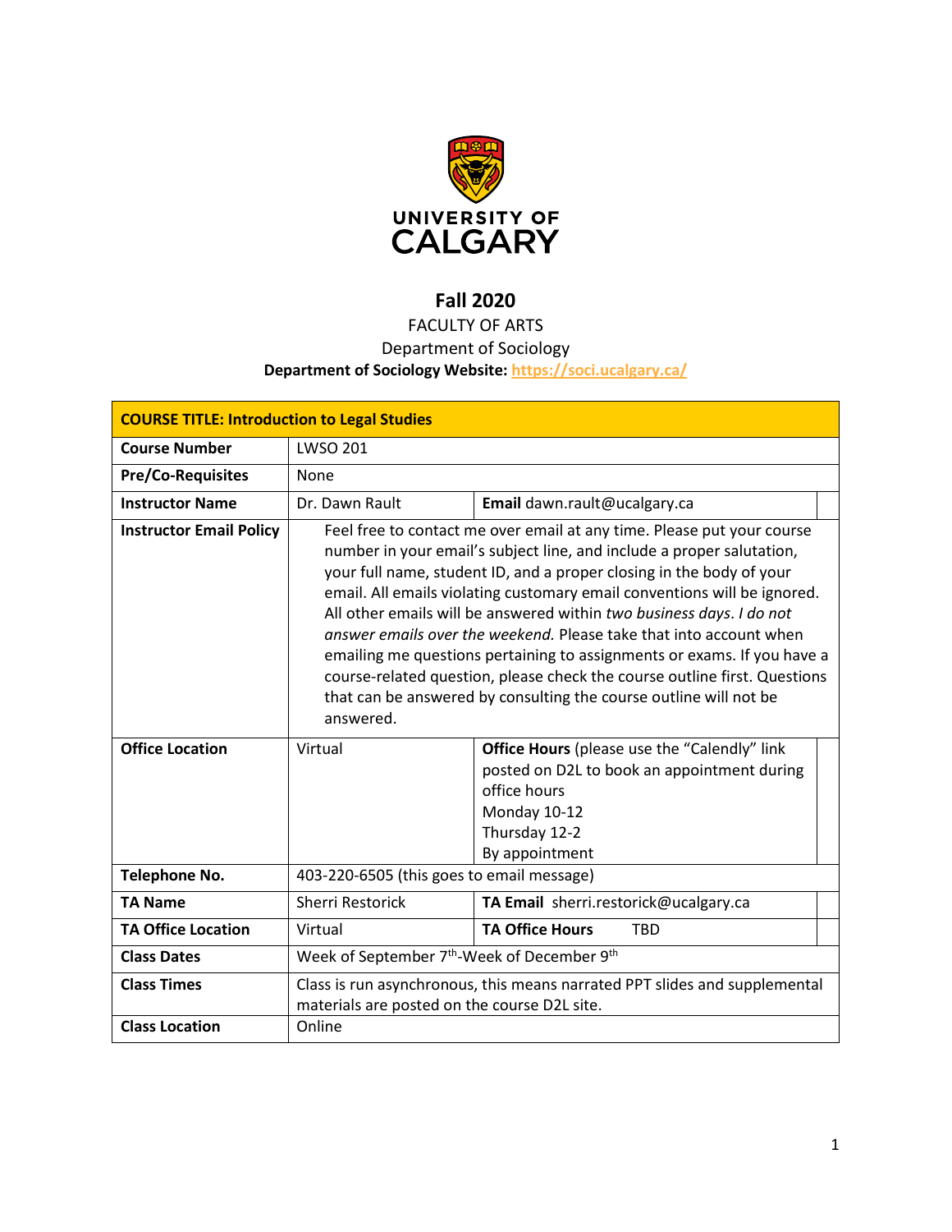UNIVERSITY OF CALGARY

# Fall 2020

FACULTY OF ARTS

Department of Sociology

**Department of Sociology Website:** https://soci.ucalgary.ca/

| **COURSE TITLE: Introduction to Legal Studies** | | |
|---|---|---|
| **Course Number** | LWSO 201 | |
| **Pre/Co-Requisites** | None | |
| **Instructor Name** | Dr. Dawn Rault | **Email** dawn.rault@ucalgary.ca |
| **Instructor Email Policy** | Feel free to contact me over email at any time. Please put your course number in your email's subject line, and include a proper salutation, your full name, student ID, and a proper closing in the body of your email. All emails violating customary email conventions will be ignored. All other emails will be answered within *two business days*. *I do not answer emails over the weekend.* Please take that into account when emailing me questions pertaining to assignments or exams. If you have a course-related question, please check the course outline first. Questions that can be answered by consulting the course outline will not be answered. | |
| **Office Location** | Virtual | **Office Hours** (please use the "Calendly" link posted on D2L to book an appointment during office hours<br>Monday 10-12<br>Thursday 12-2<br>By appointment |
| **Telephone No.** | 403-220-6505 (this goes to email message) | |
| **TA Name** | Sherri Restorick | **TA Email** sherri.restorick@ucalgary.ca |
| **TA Office Location** | Virtual | **TA Office Hours** TBD |
| **Class Dates** | Week of September 7th-Week of December 9th | |
| **Class Times** | Class is run asynchronous, this means narrated PPT slides and supplemental materials are posted on the course D2L site. | |
| **Class Location** | Online | |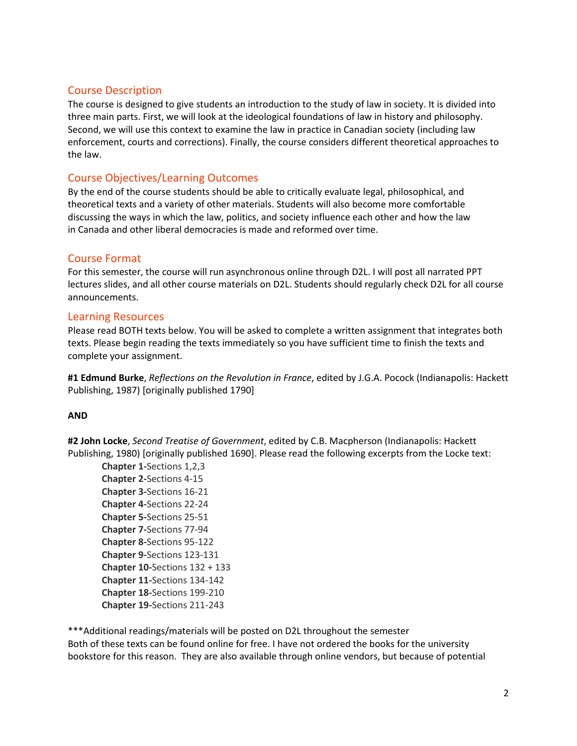## Course Description

The course is designed to give students an introduction to the study of law in society. It is divided into three main parts. First, we will look at the ideological foundations of law in history and philosophy. Second, we will use this context to examine the law in practice in Canadian society (including law enforcement, courts and corrections). Finally, the course considers different theoretical approaches to the law.

## Course Objectives/Learning Outcomes

By the end of the course students should be able to critically evaluate legal, philosophical, and theoretical texts and a variety of other materials. Students will also become more comfortable discussing the ways in which the law, politics, and society influence each other and how the law in Canada and other liberal democracies is made and reformed over time.

## Course Format

For this semester, the course will run asynchronous online through D2L. I will post all narrated PPT lectures slides, and all other course materials on D2L. Students should regularly check D2L for all course announcements.

## Learning Resources

Please read BOTH texts below. You will be asked to complete a written assignment that integrates both texts. Please begin reading the texts immediately so you have sufficient time to finish the texts and complete your assignment.

**#1 Edmund Burke**, *Reflections on the Revolution in France*, edited by J.G.A. Pocock (Indianapolis: Hackett Publishing, 1987) [originally published 1790]

**AND**

**#2 John Locke**, *Second Treatise of Government*, edited by C.B. Macpherson (Indianapolis: Hackett Publishing, 1980) [originally published 1690]. Please read the following excerpts from the Locke text:

- **Chapter 1-**Sections 1,2,3
- **Chapter 2-**Sections 4-15
- **Chapter 3-**Sections 16-21
- **Chapter 4-**Sections 22-24
- **Chapter 5-**Sections 25-51
- **Chapter 7-**Sections 77-94
- **Chapter 8-**Sections 95-122
- **Chapter 9-**Sections 123-131
- **Chapter 10-**Sections 132 + 133
- **Chapter 11-**Sections 134-142
- **Chapter 18-**Sections 199-210
- **Chapter 19-**Sections 211-243

***Additional readings/materials will be posted on D2L throughout the semester
Both of these texts can be found online for free. I have not ordered the books for the university bookstore for this reason. They are also available through online vendors, but because of potential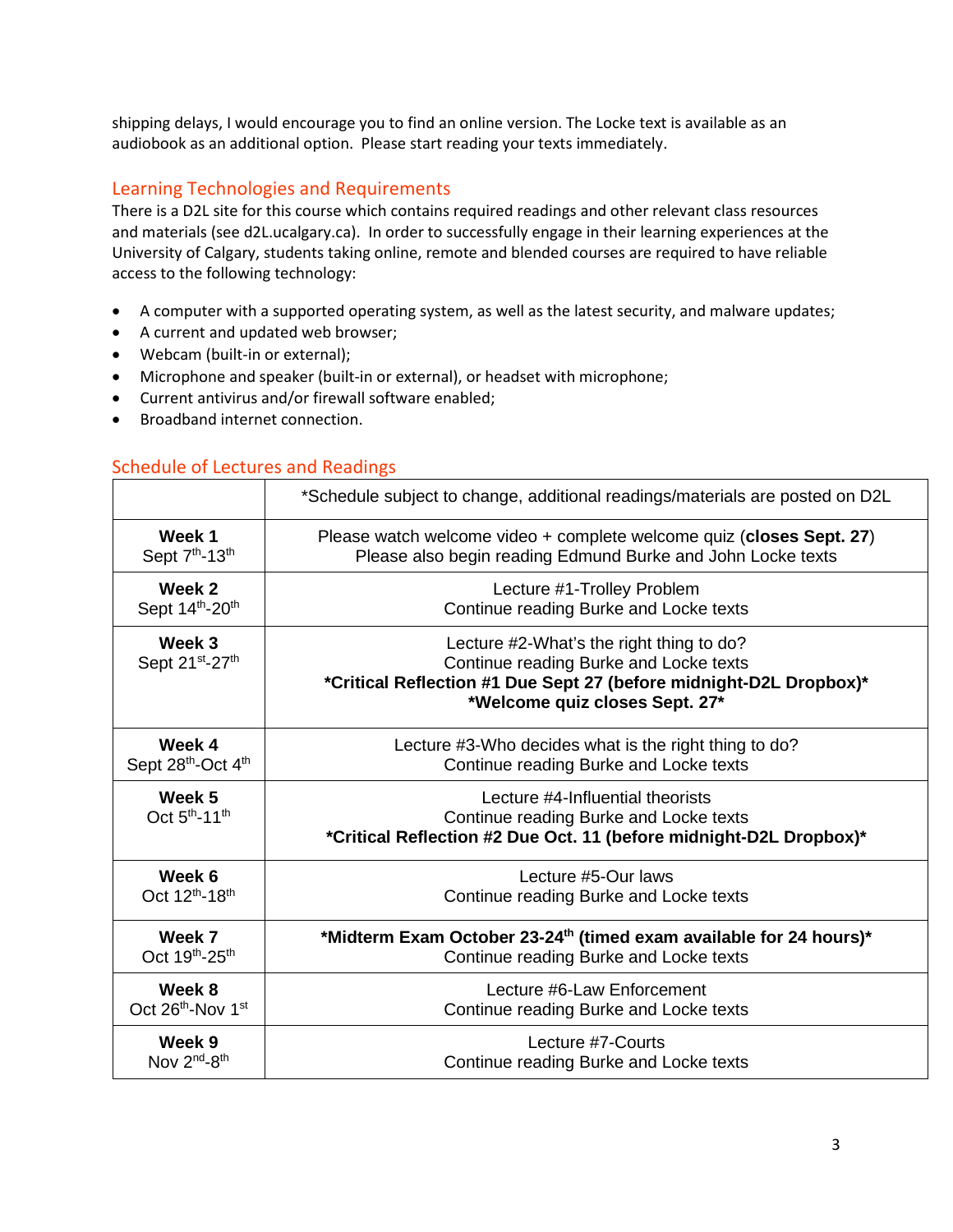shipping delays, I would encourage you to find an online version. The Locke text is available as an audiobook as an additional option. Please start reading your texts immediately.

## Learning Technologies and Requirements

There is a D2L site for this course which contains required readings and other relevant class resources and materials (see d2L.ucalgary.ca). In order to successfully engage in their learning experiences at the University of Calgary, students taking online, remote and blended courses are required to have reliable access to the following technology:

- A computer with a supported operating system, as well as the latest security, and malware updates;
- A current and updated web browser;
- Webcam (built-in or external);
- Microphone and speaker (built-in or external), or headset with microphone;
- Current antivirus and/or firewall software enabled;
- Broadband internet connection.

## Schedule of Lectures and Readings

| | *Schedule subject to change, additional readings/materials are posted on D2L |
|---|---|
| **Week 1** Sept 7th-13th | Please watch welcome video + complete welcome quiz (**closes Sept. 27**) Please also begin reading Edmund Burke and John Locke texts |
| **Week 2** Sept 14th-20th | Lecture #1-Trolley Problem Continue reading Burke and Locke texts |
| **Week 3** Sept 21st-27th | Lecture #2-What's the right thing to do? Continue reading Burke and Locke texts **\*Critical Reflection #1 Due Sept 27 (before midnight-D2L Dropbox)\*** **\*Welcome quiz closes Sept. 27\*** |
| **Week 4** Sept 28th-Oct 4th | Lecture #3-Who decides what is the right thing to do? Continue reading Burke and Locke texts |
| **Week 5** Oct 5th-11th | Lecture #4-Influential theorists Continue reading Burke and Locke texts **\*Critical Reflection #2 Due Oct. 11 (before midnight-D2L Dropbox)\*** |
| **Week 6** Oct 12th-18th | Lecture #5-Our laws Continue reading Burke and Locke texts |
| **Week 7** Oct 19th-25th | **\*Midterm Exam October 23-24th (timed exam available for 24 hours)\*** Continue reading Burke and Locke texts |
| **Week 8** Oct 26th-Nov 1st | Lecture #6-Law Enforcement Continue reading Burke and Locke texts |
| **Week 9** Nov 2nd-8th | Lecture #7-Courts Continue reading Burke and Locke texts |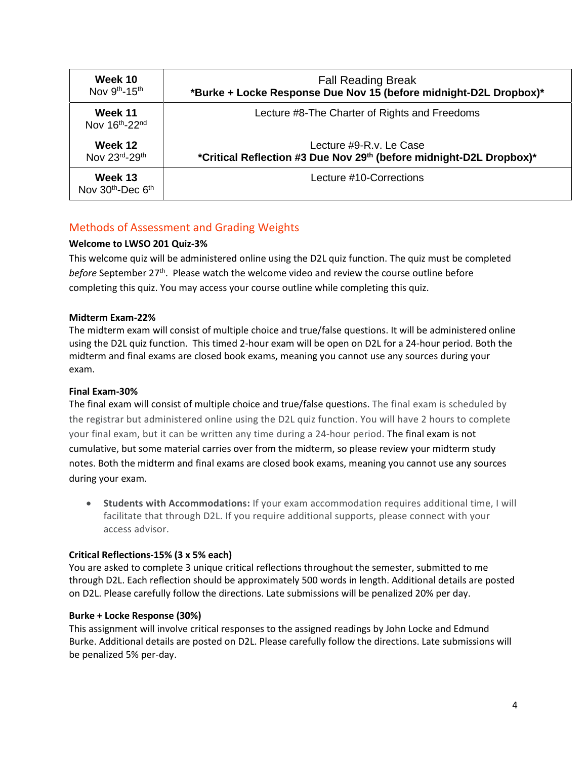| Week | Content |
| --- | --- |
| **Week 10** Nov 9th-15th | Fall Reading Break **\*Burke + Locke Response Due Nov 15 (before midnight-D2L Dropbox)\*** |
| **Week 11** Nov 16th-22nd | Lecture #8-The Charter of Rights and Freedoms |
| **Week 12** Nov 23rd-29th | Lecture #9-R.v. Le Case **\*Critical Reflection #3 Due Nov 29th (before midnight-D2L Dropbox)\*** |
| **Week 13** Nov 30th-Dec 6th | Lecture #10-Corrections |

## Methods of Assessment and Grading Weights

**Welcome to LWSO 201 Quiz-3%**

This welcome quiz will be administered online using the D2L quiz function. The quiz must be completed *before* September 27th. Please watch the welcome video and review the course outline before completing this quiz. You may access your course outline while completing this quiz.

**Midterm Exam-22%**

The midterm exam will consist of multiple choice and true/false questions. It will be administered online using the D2L quiz function. This timed 2-hour exam will be open on D2L for a 24-hour period. Both the midterm and final exams are closed book exams, meaning you cannot use any sources during your exam.

**Final Exam-30%**

The final exam will consist of multiple choice and true/false questions. The final exam is scheduled by the registrar but administered online using the D2L quiz function. You will have 2 hours to complete your final exam, but it can be written any time during a 24-hour period. The final exam is not cumulative, but some material carries over from the midterm, so please review your midterm study notes. Both the midterm and final exams are closed book exams, meaning you cannot use any sources during your exam.

- **Students with Accommodations:** If your exam accommodation requires additional time, I will facilitate that through D2L. If you require additional supports, please connect with your access advisor.

**Critical Reflections-15% (3 x 5% each)**

You are asked to complete 3 unique critical reflections throughout the semester, submitted to me through D2L. Each reflection should be approximately 500 words in length. Additional details are posted on D2L. Please carefully follow the directions. Late submissions will be penalized 20% per day.

**Burke + Locke Response (30%)**

This assignment will involve critical responses to the assigned readings by John Locke and Edmund Burke. Additional details are posted on D2L. Please carefully follow the directions. Late submissions will be penalized 5% per-day.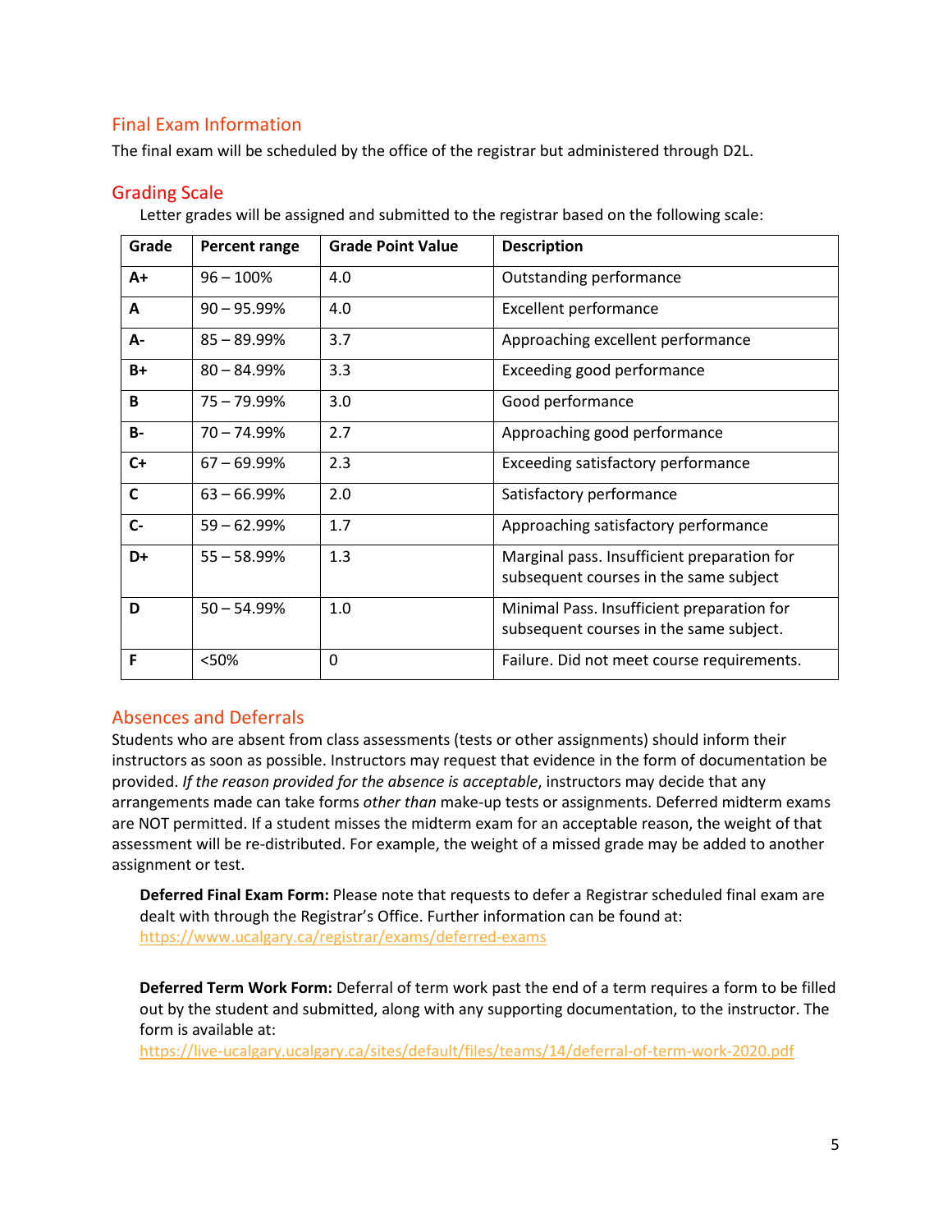## Final Exam Information

The final exam will be scheduled by the office of the registrar but administered through D2L.

## Grading Scale

Letter grades will be assigned and submitted to the registrar based on the following scale:

| Grade | Percent range | Grade Point Value | Description |
|---|---|---|---|
| A+ | 96 – 100% | 4.0 | Outstanding performance |
| A | 90 – 95.99% | 4.0 | Excellent performance |
| A- | 85 – 89.99% | 3.7 | Approaching excellent performance |
| B+ | 80 – 84.99% | 3.3 | Exceeding good performance |
| B | 75 – 79.99% | 3.0 | Good performance |
| B- | 70 – 74.99% | 2.7 | Approaching good performance |
| C+ | 67 – 69.99% | 2.3 | Exceeding satisfactory performance |
| C | 63 – 66.99% | 2.0 | Satisfactory performance |
| C- | 59 – 62.99% | 1.7 | Approaching satisfactory performance |
| D+ | 55 – 58.99% | 1.3 | Marginal pass. Insufficient preparation for subsequent courses in the same subject |
| D | 50 – 54.99% | 1.0 | Minimal Pass. Insufficient preparation for subsequent courses in the same subject. |
| F | <50% | 0 | Failure. Did not meet course requirements. |

## Absences and Deferrals

Students who are absent from class assessments (tests or other assignments) should inform their instructors as soon as possible. Instructors may request that evidence in the form of documentation be provided. *If the reason provided for the absence is acceptable*, instructors may decide that any arrangements made can take forms *other than* make-up tests or assignments. Deferred midterm exams are NOT permitted. If a student misses the midterm exam for an acceptable reason, the weight of that assessment will be re-distributed. For example, the weight of a missed grade may be added to another assignment or test.

**Deferred Final Exam Form:** Please note that requests to defer a Registrar scheduled final exam are dealt with through the Registrar's Office. Further information can be found at: https://www.ucalgary.ca/registrar/exams/deferred-exams

**Deferred Term Work Form:** Deferral of term work past the end of a term requires a form to be filled out by the student and submitted, along with any supporting documentation, to the instructor. The form is available at: https://live-ucalgary.ucalgary.ca/sites/default/files/teams/14/deferral-of-term-work-2020.pdf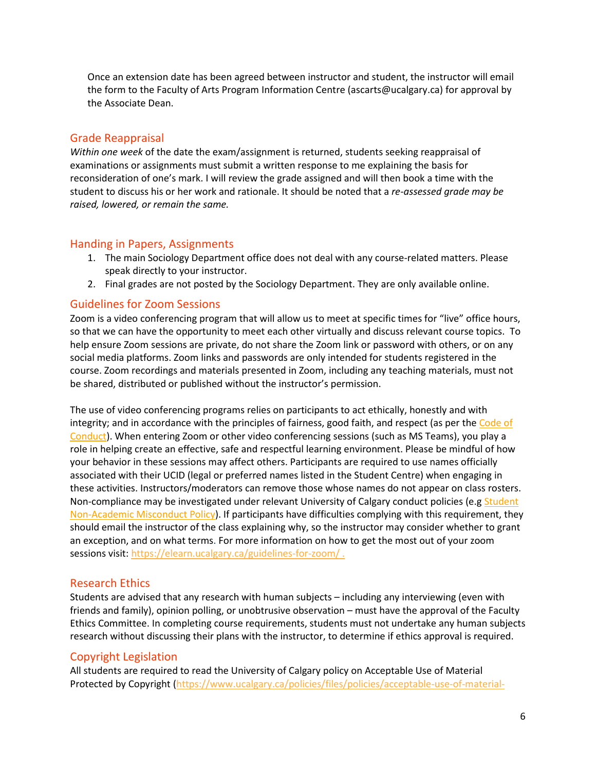Once an extension date has been agreed between instructor and student, the instructor will email the form to the Faculty of Arts Program Information Centre (ascarts@ucalgary.ca) for approval by the Associate Dean.

## Grade Reappraisal

*Within one week* of the date the exam/assignment is returned, students seeking reappraisal of examinations or assignments must submit a written response to me explaining the basis for reconsideration of one's mark. I will review the grade assigned and will then book a time with the student to discuss his or her work and rationale. It should be noted that a *re-assessed grade may be raised, lowered, or remain the same.*

## Handing in Papers, Assignments

1. The main Sociology Department office does not deal with any course-related matters. Please speak directly to your instructor.
2. Final grades are not posted by the Sociology Department. They are only available online.

## Guidelines for Zoom Sessions

Zoom is a video conferencing program that will allow us to meet at specific times for "live" office hours, so that we can have the opportunity to meet each other virtually and discuss relevant course topics. To help ensure Zoom sessions are private, do not share the Zoom link or password with others, or on any social media platforms. Zoom links and passwords are only intended for students registered in the course. Zoom recordings and materials presented in Zoom, including any teaching materials, must not be shared, distributed or published without the instructor's permission.

The use of video conferencing programs relies on participants to act ethically, honestly and with integrity; and in accordance with the principles of fairness, good faith, and respect (as per the Code of Conduct). When entering Zoom or other video conferencing sessions (such as MS Teams), you play a role in helping create an effective, safe and respectful learning environment. Please be mindful of how your behavior in these sessions may affect others. Participants are required to use names officially associated with their UCID (legal or preferred names listed in the Student Centre) when engaging in these activities. Instructors/moderators can remove those whose names do not appear on class rosters. Non-compliance may be investigated under relevant University of Calgary conduct policies (e.g Student Non-Academic Misconduct Policy). If participants have difficulties complying with this requirement, they should email the instructor of the class explaining why, so the instructor may consider whether to grant an exception, and on what terms. For more information on how to get the most out of your zoom sessions visit: https://elearn.ucalgary.ca/guidelines-for-zoom/ .

## Research Ethics

Students are advised that any research with human subjects – including any interviewing (even with friends and family), opinion polling, or unobtrusive observation – must have the approval of the Faculty Ethics Committee. In completing course requirements, students must not undertake any human subjects research without discussing their plans with the instructor, to determine if ethics approval is required.

## Copyright Legislation

All students are required to read the University of Calgary policy on Acceptable Use of Material Protected by Copyright (https://www.ucalgary.ca/policies/files/policies/acceptable-use-of-material-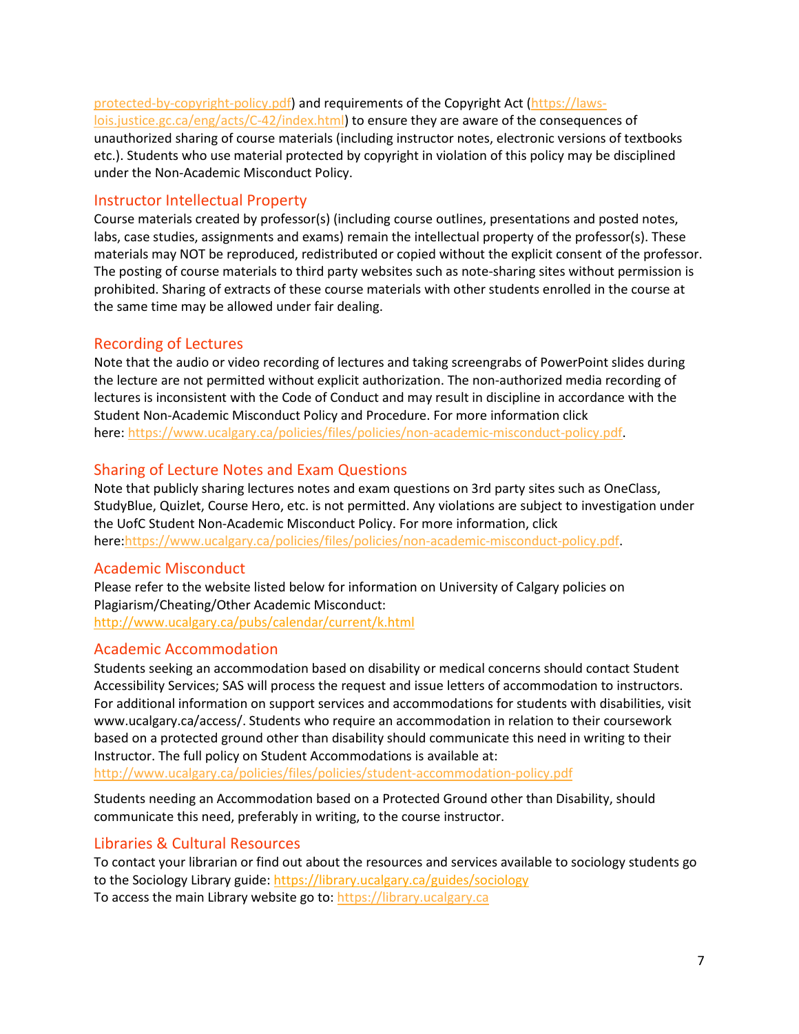protected-by-copyright-policy.pdf) and requirements of the Copyright Act (https://laws-lois.justice.gc.ca/eng/acts/C-42/index.html) to ensure they are aware of the consequences of unauthorized sharing of course materials (including instructor notes, electronic versions of textbooks etc.). Students who use material protected by copyright in violation of this policy may be disciplined under the Non-Academic Misconduct Policy.

## Instructor Intellectual Property

Course materials created by professor(s) (including course outlines, presentations and posted notes, labs, case studies, assignments and exams) remain the intellectual property of the professor(s). These materials may NOT be reproduced, redistributed or copied without the explicit consent of the professor. The posting of course materials to third party websites such as note-sharing sites without permission is prohibited. Sharing of extracts of these course materials with other students enrolled in the course at the same time may be allowed under fair dealing.

## Recording of Lectures

Note that the audio or video recording of lectures and taking screengrabs of PowerPoint slides during the lecture are not permitted without explicit authorization. The non-authorized media recording of lectures is inconsistent with the Code of Conduct and may result in discipline in accordance with the Student Non-Academic Misconduct Policy and Procedure. For more information click here: https://www.ucalgary.ca/policies/files/policies/non-academic-misconduct-policy.pdf.

## Sharing of Lecture Notes and Exam Questions

Note that publicly sharing lectures notes and exam questions on 3rd party sites such as OneClass, StudyBlue, Quizlet, Course Hero, etc. is not permitted. Any violations are subject to investigation under the UofC Student Non-Academic Misconduct Policy. For more information, click here:https://www.ucalgary.ca/policies/files/policies/non-academic-misconduct-policy.pdf.

## Academic Misconduct

Please refer to the website listed below for information on University of Calgary policies on Plagiarism/Cheating/Other Academic Misconduct:
http://www.ucalgary.ca/pubs/calendar/current/k.html

## Academic Accommodation

Students seeking an accommodation based on disability or medical concerns should contact Student Accessibility Services; SAS will process the request and issue letters of accommodation to instructors. For additional information on support services and accommodations for students with disabilities, visit www.ucalgary.ca/access/. Students who require an accommodation in relation to their coursework based on a protected ground other than disability should communicate this need in writing to their Instructor. The full policy on Student Accommodations is available at:
http://www.ucalgary.ca/policies/files/policies/student-accommodation-policy.pdf

Students needing an Accommodation based on a Protected Ground other than Disability, should communicate this need, preferably in writing, to the course instructor.

## Libraries & Cultural Resources

To contact your librarian or find out about the resources and services available to sociology students go to the Sociology Library guide: https://library.ucalgary.ca/guides/sociology
To access the main Library website go to: https://library.ucalgary.ca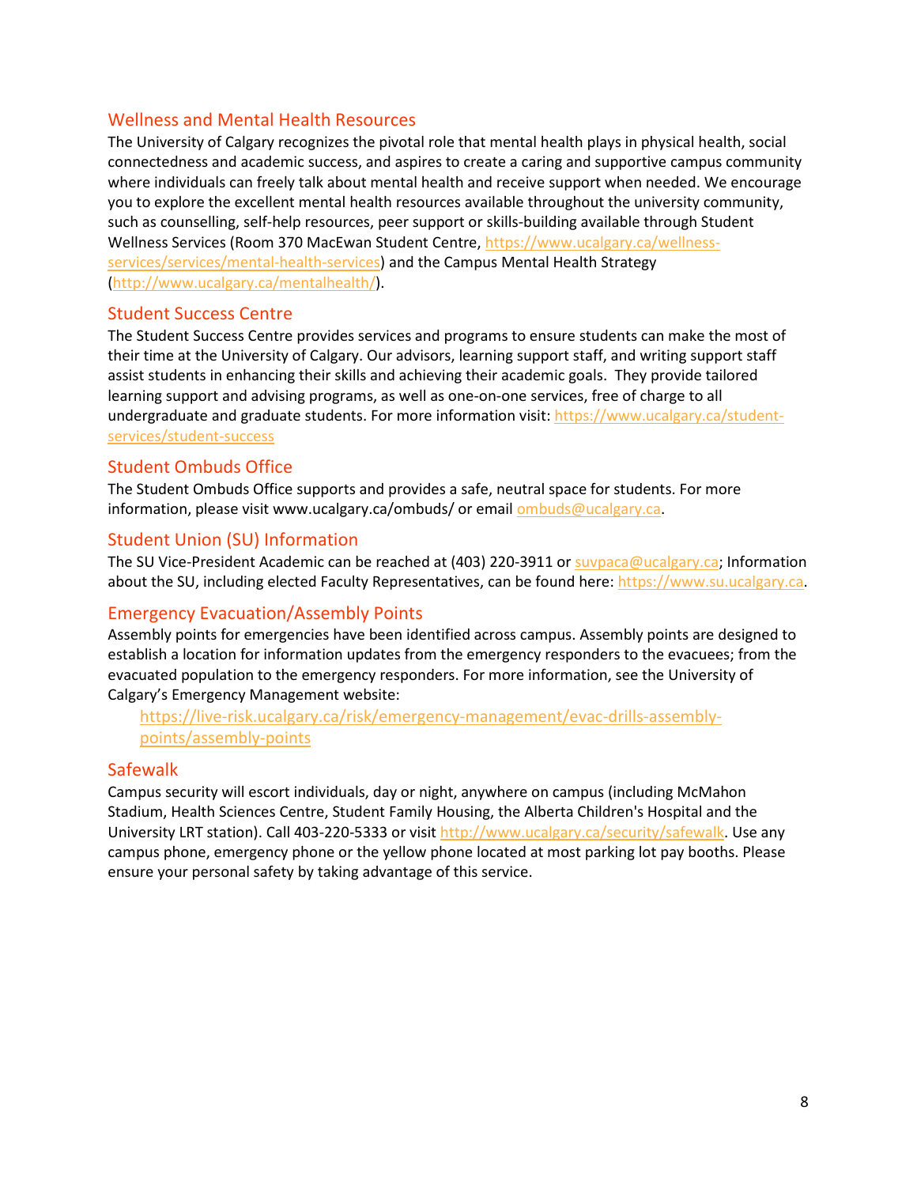## Wellness and Mental Health Resources

The University of Calgary recognizes the pivotal role that mental health plays in physical health, social connectedness and academic success, and aspires to create a caring and supportive campus community where individuals can freely talk about mental health and receive support when needed. We encourage you to explore the excellent mental health resources available throughout the university community, such as counselling, self-help resources, peer support or skills-building available through Student Wellness Services (Room 370 MacEwan Student Centre, https://www.ucalgary.ca/wellness-services/services/mental-health-services) and the Campus Mental Health Strategy (http://www.ucalgary.ca/mentalhealth/).

## Student Success Centre

The Student Success Centre provides services and programs to ensure students can make the most of their time at the University of Calgary. Our advisors, learning support staff, and writing support staff assist students in enhancing their skills and achieving their academic goals. They provide tailored learning support and advising programs, as well as one-on-one services, free of charge to all undergraduate and graduate students. For more information visit: https://www.ucalgary.ca/student-services/student-success

## Student Ombuds Office

The Student Ombuds Office supports and provides a safe, neutral space for students. For more information, please visit www.ucalgary.ca/ombuds/ or email ombuds@ucalgary.ca.

## Student Union (SU) Information

The SU Vice-President Academic can be reached at (403) 220-3911 or suvpaca@ucalgary.ca; Information about the SU, including elected Faculty Representatives, can be found here: https://www.su.ucalgary.ca.

## Emergency Evacuation/Assembly Points

Assembly points for emergencies have been identified across campus. Assembly points are designed to establish a location for information updates from the emergency responders to the evacuees; from the evacuated population to the emergency responders. For more information, see the University of Calgary's Emergency Management website:

> https://live-risk.ucalgary.ca/risk/emergency-management/evac-drills-assembly-points/assembly-points

## Safewalk

Campus security will escort individuals, day or night, anywhere on campus (including McMahon Stadium, Health Sciences Centre, Student Family Housing, the Alberta Children's Hospital and the University LRT station). Call 403-220-5333 or visit http://www.ucalgary.ca/security/safewalk. Use any campus phone, emergency phone or the yellow phone located at most parking lot pay booths. Please ensure your personal safety by taking advantage of this service.